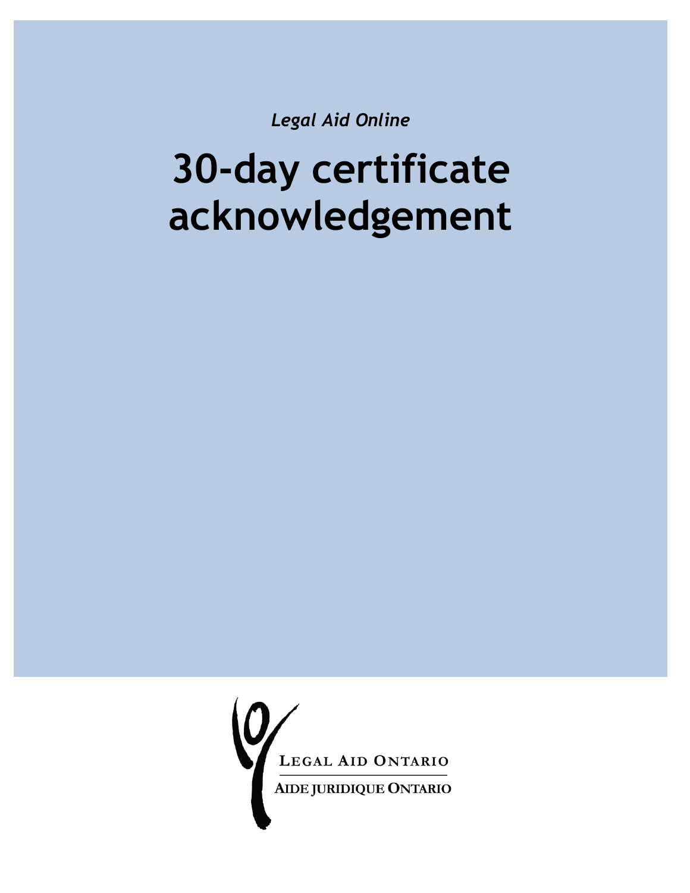*Legal Aid Online*

# 30-day certificate acknowledgement

Legal Aid Ontario

Aide juridique Ontario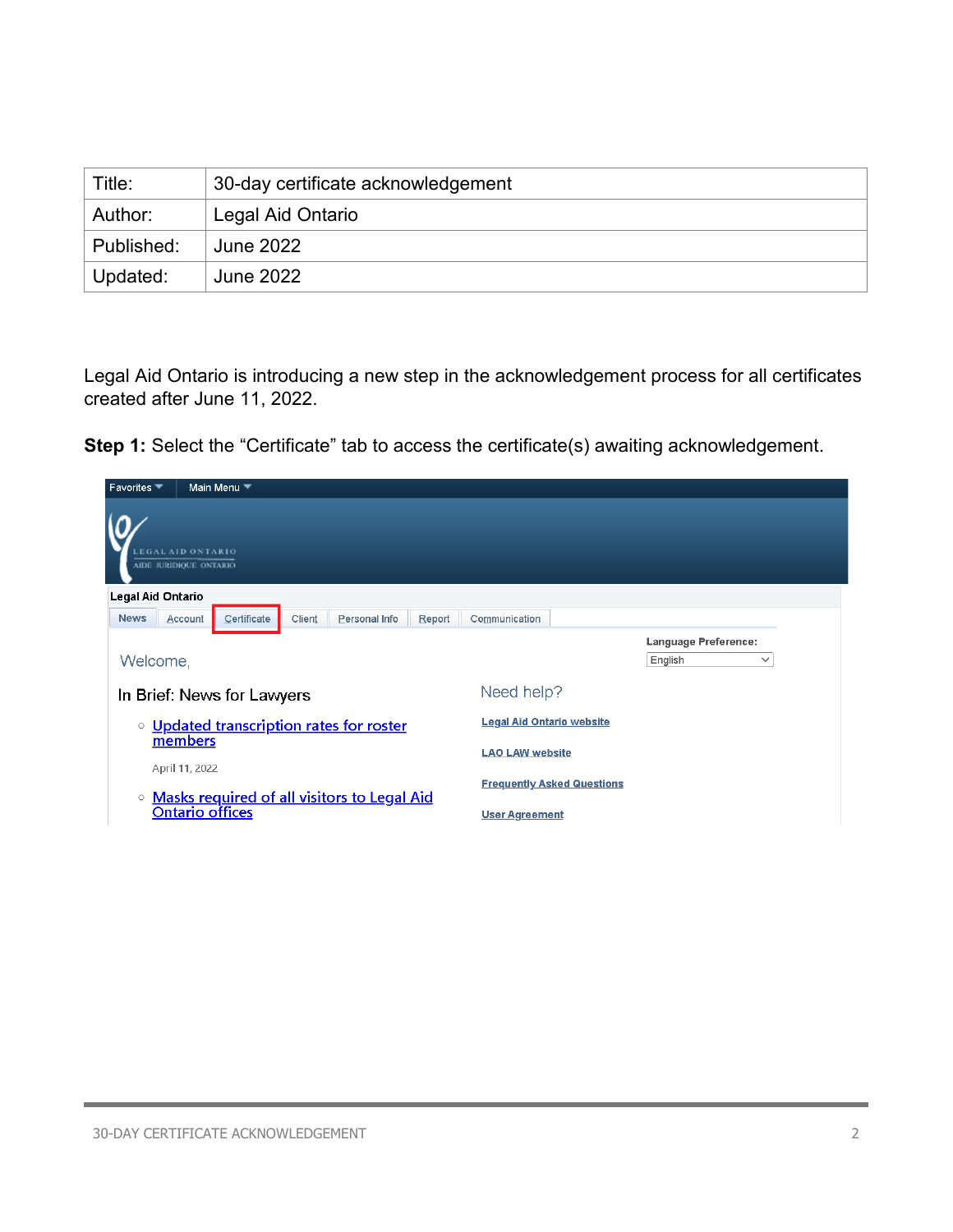| Title: | 30-day certificate acknowledgement |
| --- | --- |
| Author: | Legal Aid Ontario |
| Published: | June 2022 |
| Updated: | June 2022 |

Legal Aid Ontario is introducing a new step in the acknowledgement process for all certificates created after June 11, 2022.

**Step 1:** Select the “Certificate” tab to access the certificate(s) awaiting acknowledgement.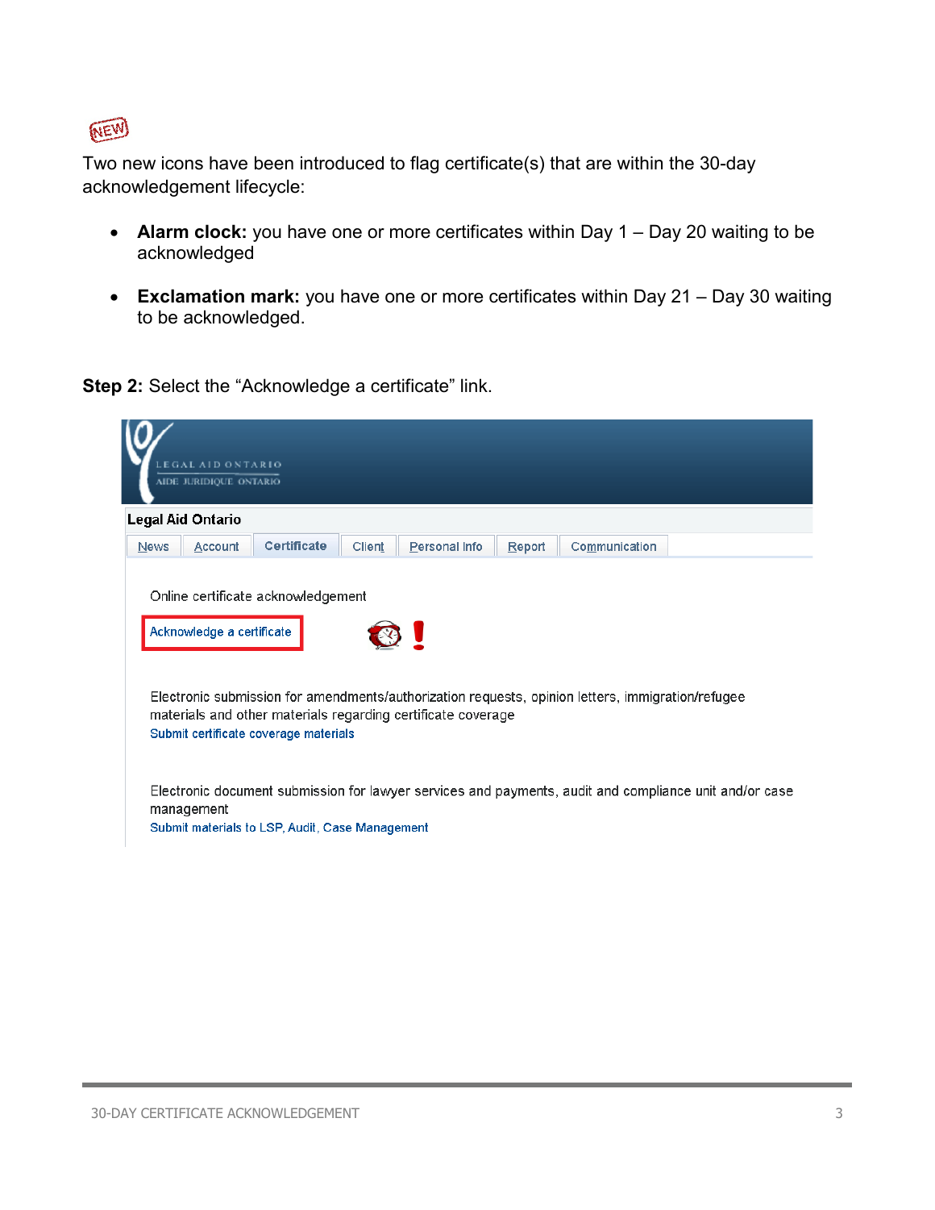NEW

Two new icons have been introduced to flag certificate(s) that are within the 30-day acknowledgement lifecycle:

- **Alarm clock:** you have one or more certificates within Day 1 – Day 20 waiting to be acknowledged
- **Exclamation mark:** you have one or more certificates within Day 21 – Day 30 waiting to be acknowledged.

**Step 2:** Select the "Acknowledge a certificate" link.

LEGAL AID ONTARIO
AIDE JURIDIQUE ONTARIO

Legal Aid Ontario

News | Account | Certificate | Client | Personal Info | Report | Communication

Online certificate acknowledgement

Acknowledge a certificate

Electronic submission for amendments/authorization requests, opinion letters, immigration/refugee materials and other materials regarding certificate coverage

Submit certificate coverage materials

Electronic document submission for lawyer services and payments, audit and compliance unit and/or case management

Submit materials to LSP, Audit, Case Management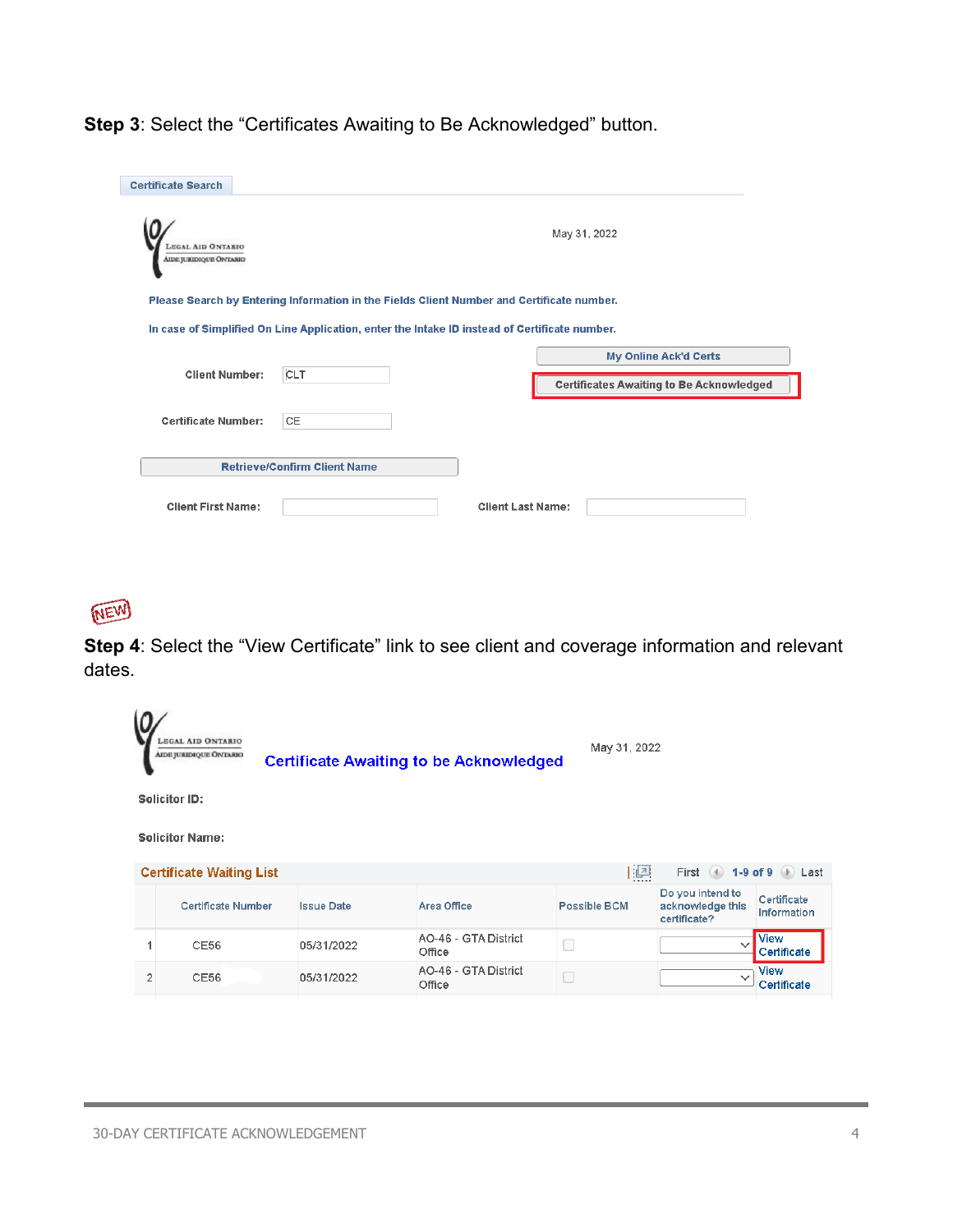**Step 3**: Select the "Certificates Awaiting to Be Acknowledged" button.

Certificate Search

LEGAL AID ONTARIO
AIDE JURIDIQUE ONTARIO

May 31, 2022

Please Search by Entering Information in the Fields Client Number and Certificate number.

In case of Simplified On Line Application, enter the Intake ID instead of Certificate number.

My Online Ack'd Certs

Certificates Awaiting to Be Acknowledged

Client Number: CLT

Certificate Number: CE

Retrieve/Confirm Client Name

Client First Name: Client Last Name:

NEW

**Step 4**: Select the "View Certificate" link to see client and coverage information and relevant dates.

LEGAL AID ONTARIO
AIDE JURIDIQUE ONTARIO

Certificate Awaiting to be Acknowledged

May 31, 2022

Solicitor ID:

Solicitor Name:

Certificate Waiting List — First 1-9 of 9 Last

| | Certificate Number | Issue Date | Area Office | Possible BCM | Do you intend to acknowledge this certificate? | Certificate Information |
|---|---|---|---|---|---|---|
| 1 | CE56 | 05/31/2022 | AO-46 - GTA District Office | | | View Certificate |
| 2 | CE56 | 05/31/2022 | AO-46 - GTA District Office | | | View Certificate |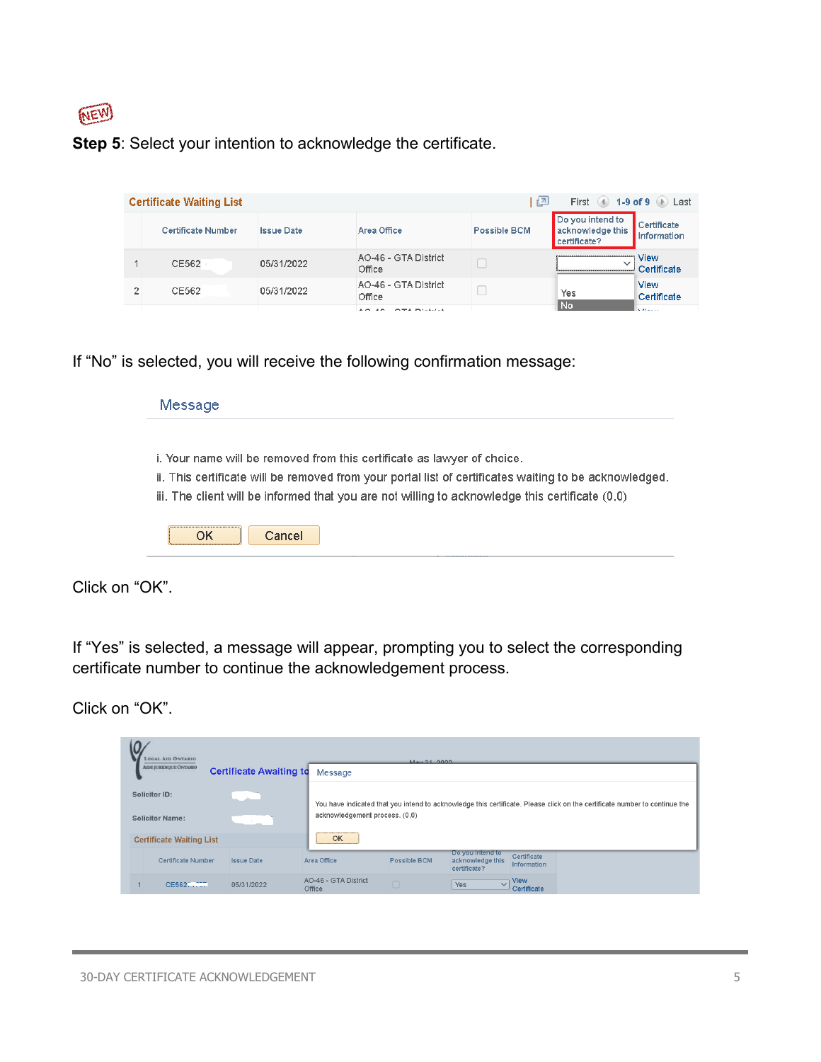**Step 5**: Select your intention to acknowledge the certificate.

| | Certificate Number | Issue Date | Area Office | Possible BCM | Do you intend to acknowledge this certificate? | Certificate Information |
|---|---|---|---|---|---|---|
| 1 | CE562 | 05/31/2022 | AO-46 - GTA District Office | | | View Certificate |
| 2 | CE562 | 05/31/2022 | AO-46 - GTA District Office | | Yes / No | View Certificate |

If "No" is selected, you will receive the following confirmation message:

**Message**

i. Your name will be removed from this certificate as lawyer of choice.
ii. This certificate will be removed from your portal list of certificates waiting to be acknowledged.
iii. The client will be informed that you are not willing to acknowledge this certificate (0,0)

OK | Cancel

Click on "OK".

If "Yes" is selected, a message will appear, prompting you to select the corresponding certificate number to continue the acknowledgement process.

Click on "OK".

**Message**

You have indicated that you intend to acknowledge this certificate. Please click on the certificate number to continue the acknowledgement process. (0,0)

OK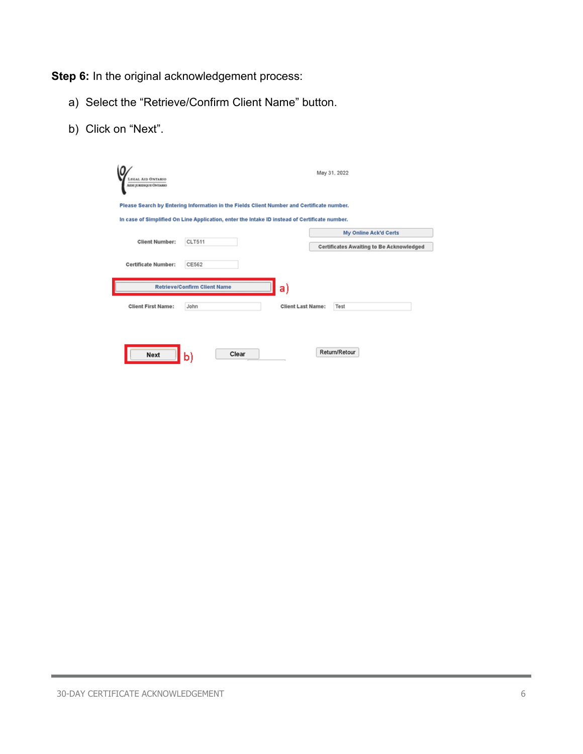**Step 6:** In the original acknowledgement process:

a) Select the "Retrieve/Confirm Client Name" button.

b) Click on "Next".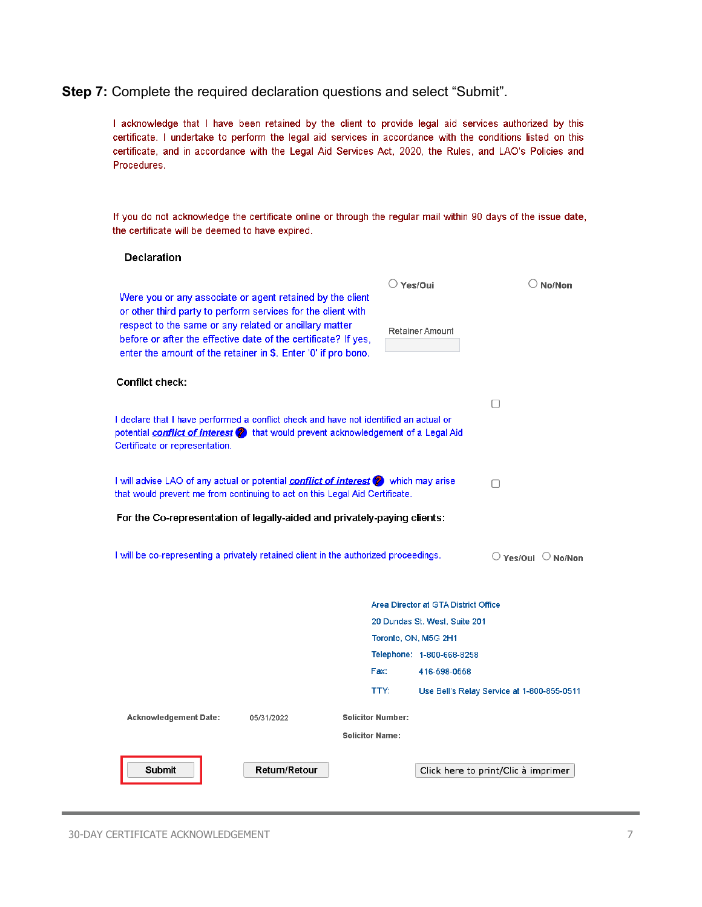**Step 7:** Complete the required declaration questions and select "Submit".

I acknowledge that I have been retained by the client to provide legal aid services authorized by this certificate. I undertake to perform the legal aid services in accordance with the conditions listed on this certificate, and in accordance with the Legal Aid Services Act, 2020, the Rules, and LAO's Policies and Procedures.

If you do not acknowledge the certificate online or through the regular mail within 90 days of the issue date, the certificate will be deemed to have expired.

**Declaration**

Were you or any associate or agent retained by the client or other third party to perform services for the client with respect to the same or any related or ancillary matter before or after the effective date of the certificate? If yes, enter the amount of the retainer in $. Enter '0' if pro bono.

○ Yes/Oui ○ No/Non

Retainer Amount

**Conflict check:**

I declare that I have performed a conflict check and have not identified an actual or potential ***conflict of interest*** that would prevent acknowledgement of a Legal Aid Certificate or representation. ☐

I will advise LAO of any actual or potential ***conflict of interest*** which may arise that would prevent me from continuing to act on this Legal Aid Certificate. ☐

**For the Co-representation of legally-aided and privately-paying clients:**

I will be co-representing a privately retained client in the authorized proceedings. ○ Yes/Oui ○ No/Non

Area Director at GTA District Office
20 Dundas St. West, Suite 201
Toronto, ON, M5G 2H1
Telephone: 1-800-668-8258
Fax: 416-598-0558
TTY: Use Bell's Relay Service at 1-800-855-0511

**Acknowledgement Date:** 05/31/2022 **Solicitor Number:**
**Solicitor Name:**

Submit | Return/Retour | Click here to print/Clic à imprimer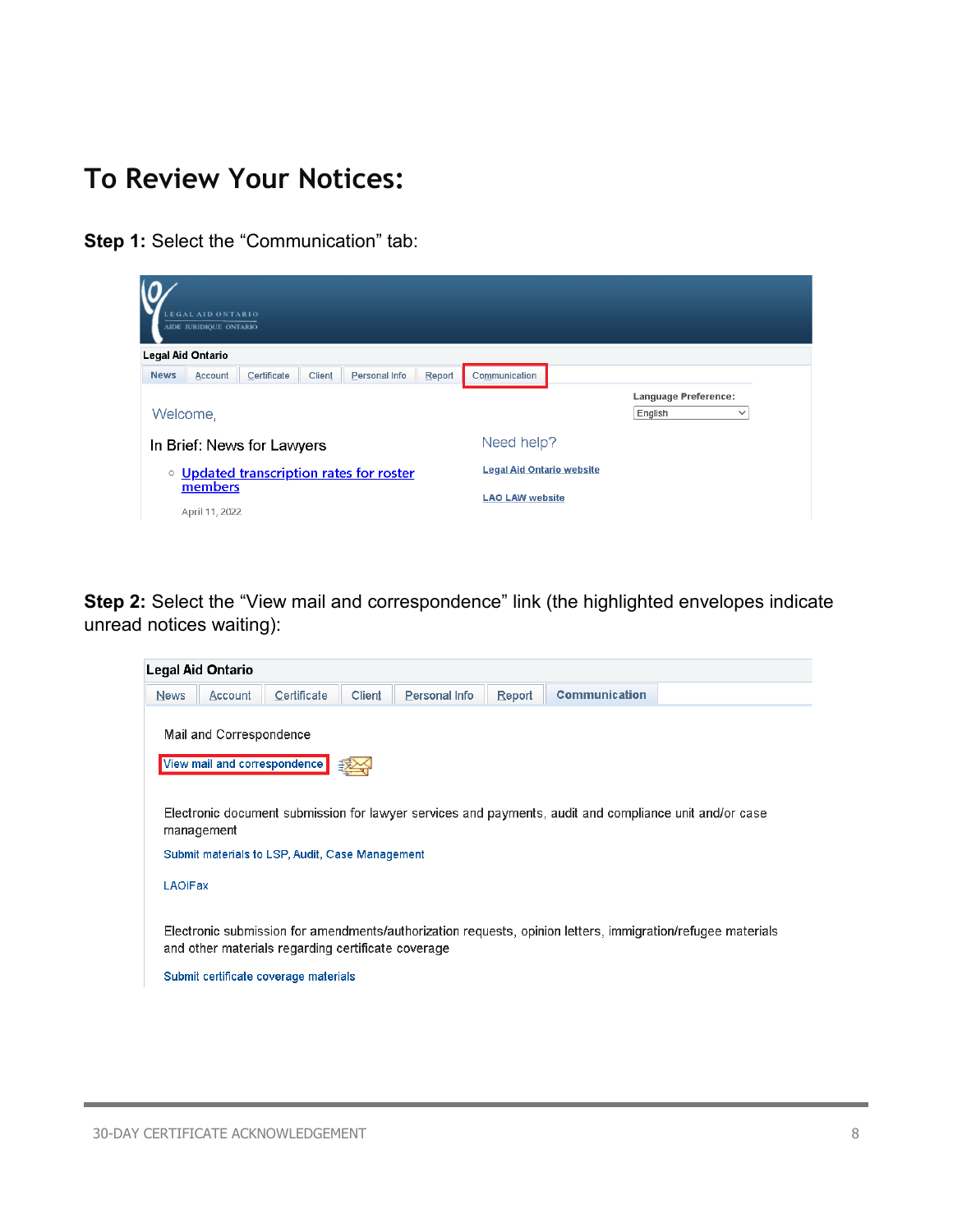# To Review Your Notices:

**Step 1:** Select the "Communication" tab:

**Step 2:** Select the "View mail and correspondence" link (the highlighted envelopes indicate unread notices waiting):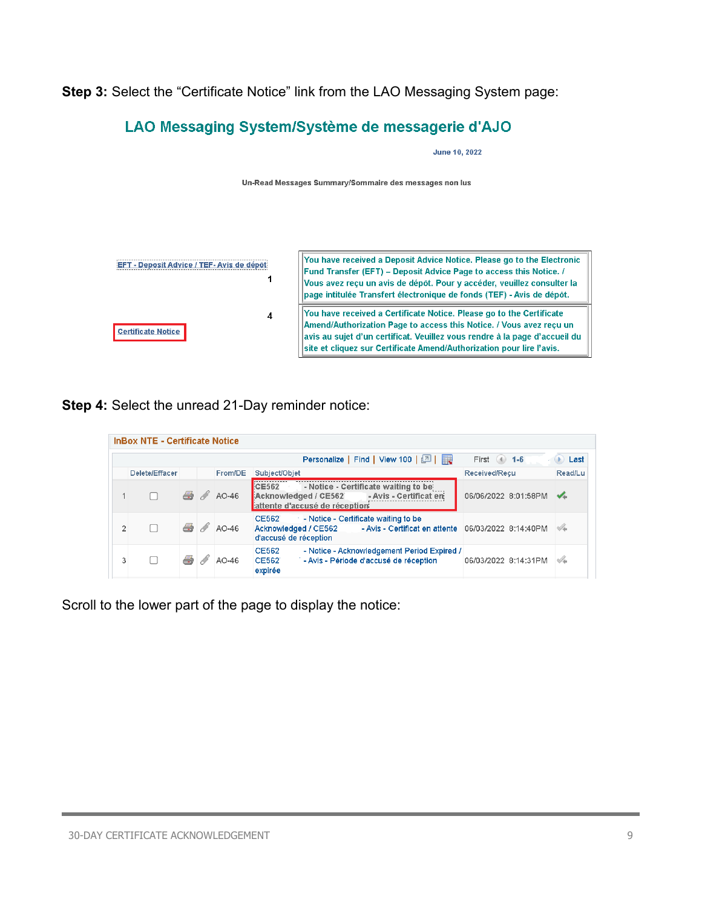**Step 3:** Select the “Certificate Notice” link from the LAO Messaging System page:

## LAO Messaging System/Système de messagerie d'AJO

June 10, 2022

Un-Read Messages Summary/Sommaire des messages non lus

| | | |
|---|---|---|
| EFT - Deposit Advice / TEF- Avis de dépôt | 1 | You have received a Deposit Advice Notice. Please go to the Electronic Fund Transfer (EFT) – Deposit Advice Page to access this Notice. / Vous avez reçu un avis de dépôt. Pour y accéder, veuillez consulter la page intitulée Transfert électronique de fonds (TEF) - Avis de dépôt. |
| Certificate Notice | 4 | You have received a Certificate Notice. Please go to the Certificate Amend/Authorization Page to access this Notice. / Vous avez reçu un avis au sujet d’un certificat. Veuillez vous rendre à la page d’accueil du site et cliquez sur Certificate Amend/Authorization pour lire l’avis. |

**Step 4:** Select the unread 21-Day reminder notice:

**InBox NTE - Certificate Notice**

Personalize | Find | View 100 | First 1-6 Last

| | Delete/Effacer | | | From/DE | Subject/Objet | Received/Reçu | Read/Lu |
|---|---|---|---|---|---|---|---|
| 1 | ☐ | | | AO-46 | CE562 - Notice - Certificate waiting to be Acknowledged / CE562 - Avis - Certificat en attente d'accusé de réception | 06/06/2022 8:01:58PM | ✔ |
| 2 | ☐ | | | AO-46 | CE562 - Notice - Certificate waiting to be Acknowledged / CE562 - Avis - Certificat en attente d'accusé de réception | 06/03/2022 8:14:40PM | ✔ |
| 3 | ☐ | | | AO-46 | CE562 - Notice - Acknowledgement Period Expired / CE562 - Avis - Période d'accusé de réception expirée | 06/03/2022 8:14:31PM | ✔ |

Scroll to the lower part of the page to display the notice: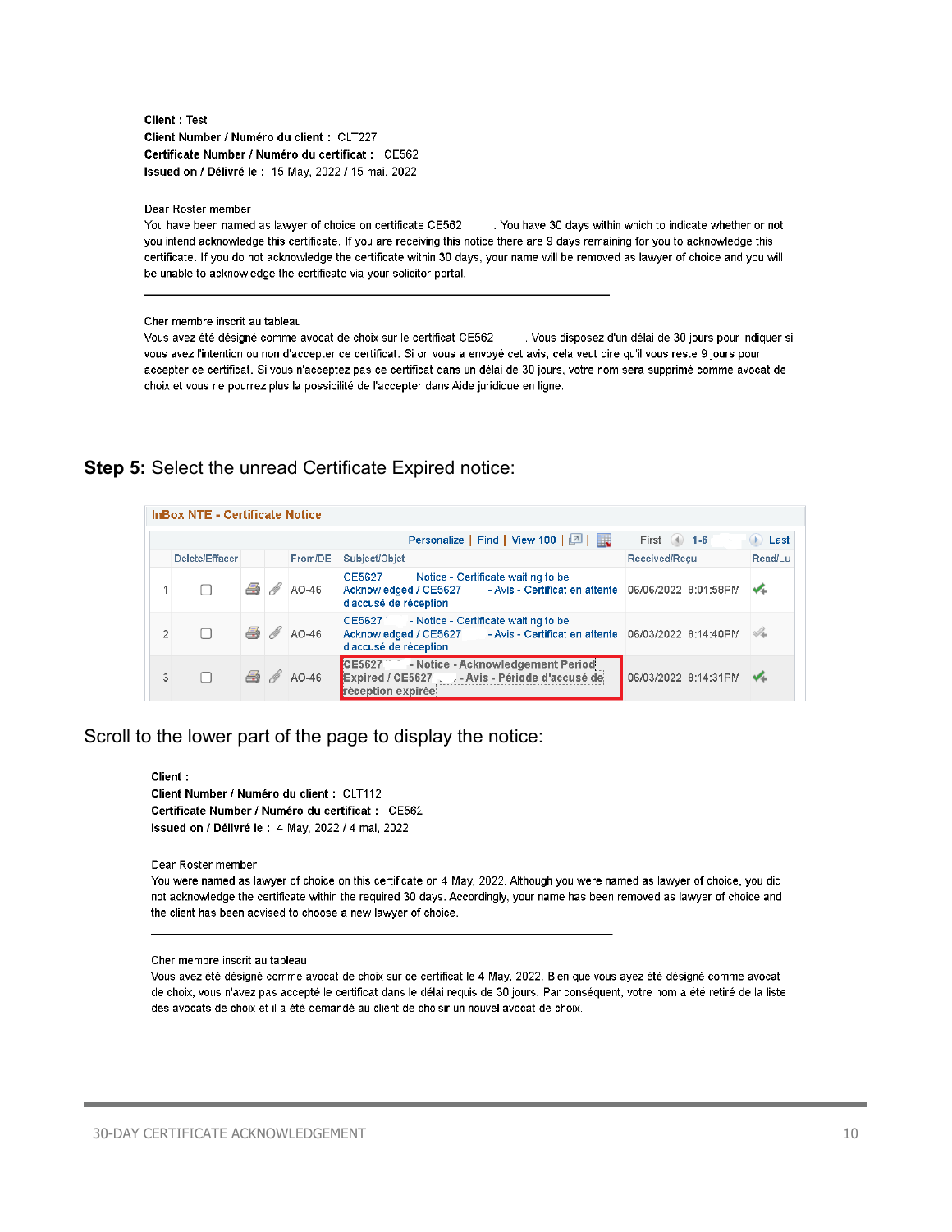**Client :** Test
**Client Number / Numéro du client :** CLT227
**Certificate Number / Numéro du certificat :** CE562
**Issued on / Délivré le :** 15 May, 2022 / 15 mai, 2022

Dear Roster member
You have been named as lawyer of choice on certificate CE562 . You have 30 days within which to indicate whether or not you intend acknowledge this certificate. If you are receiving this notice there are 9 days remaining for you to acknowledge this certificate. If you do not acknowledge the certificate within 30 days, your name will be removed as lawyer of choice and you will be unable to acknowledge the certificate via your solicitor portal.

---

Cher membre inscrit au tableau
Vous avez été désigné comme avocat de choix sur le certificat CE562 . Vous disposez d'un délai de 30 jours pour indiquer si vous avez l'intention ou non d'accepter ce certificat. Si on vous a envoyé cet avis, cela veut dire qu'il vous reste 9 jours pour accepter ce certificat. Si vous n'acceptez pas ce certificat dans un délai de 30 jours, votre nom sera supprimé comme avocat de choix et vous ne pourrez plus la possibilité de l'accepter dans Aide juridique en ligne.

**Step 5:** Select the unread Certificate Expired notice:

**InBox NTE - Certificate Notice**

Personalize | Find | View 100 | First 1-6 Last

| | Delete/Effacer | | | From/DE | Subject/Objet | Received/Reçu | Read/Lu |
|---|---|---|---|---|---|---|---|
| 1 | ☐ | | | AO-46 | CE5627 Notice - Certificate waiting to be Acknowledged / CE5627 - Avis - Certificat en attente d'accusé de réception | 06/06/2022 8:01:58PM | ✔ |
| 2 | ☐ | | | AO-46 | CE5627 - Notice - Certificate waiting to be Acknowledged / CE5627 - Avis - Certificat en attente d'accusé de réception | 06/03/2022 8:14:40PM | ✔ |
| 3 | ☐ | | | AO-46 | CE5627 - Notice - Acknowledgement Period Expired / CE5627 - Avis - Période d'accusé de réception expirée | 06/03/2022 8:14:31PM | ✔ |

Scroll to the lower part of the page to display the notice:

**Client :**
**Client Number / Numéro du client :** CLT112
**Certificate Number / Numéro du certificat :** CE562
**Issued on / Délivré le :** 4 May, 2022 / 4 mai, 2022

Dear Roster member
You were named as lawyer of choice on this certificate on 4 May, 2022. Although you were named as lawyer of choice, you did not acknowledge the certificate within the required 30 days. Accordingly, your name has been removed as lawyer of choice and the client has been advised to choose a new lawyer of choice.

---

Cher membre inscrit au tableau
Vous avez été désigné comme avocat de choix sur ce certificat le 4 May, 2022. Bien que vous ayez été désigné comme avocat de choix, vous n'avez pas accepté le certificat dans le délai requis de 30 jours. Par conséquent, votre nom a été retiré de la liste des avocats de choix et il a été demandé au client de choisir un nouvel avocat de choix.